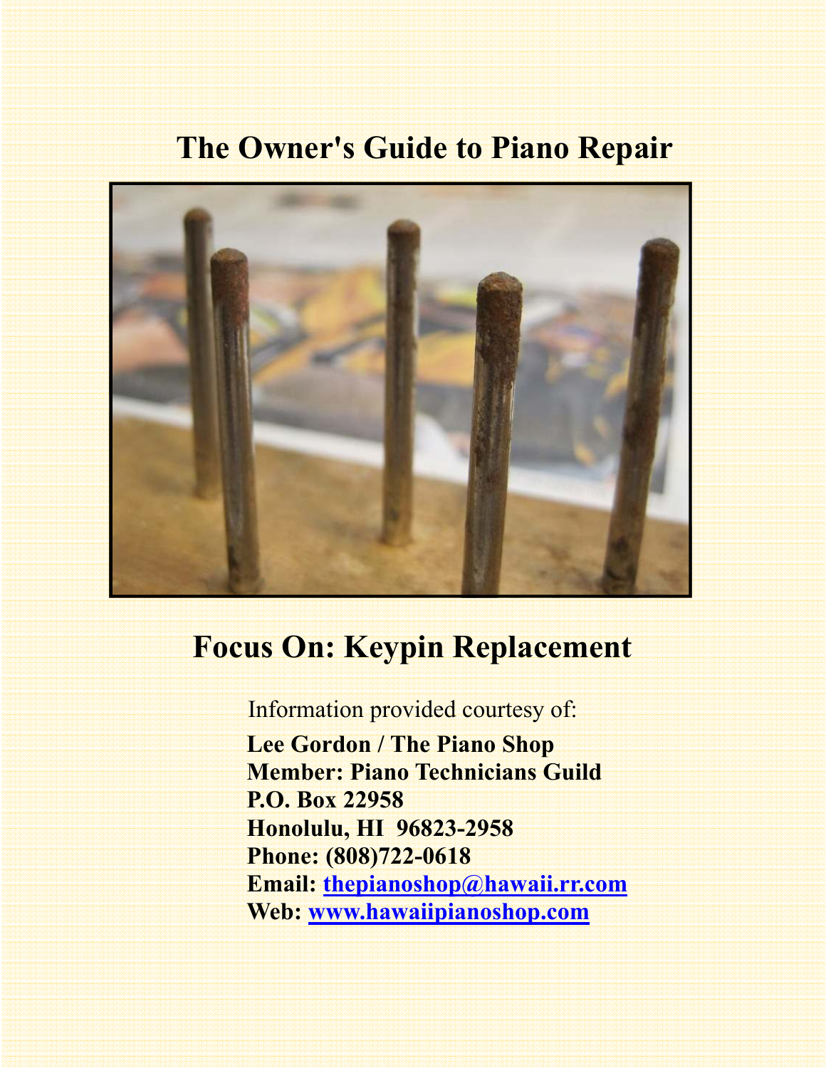# The Owner's Guide to Piano Repair

## Focus On: Keypin Replacement

Information provided courtesy of:

**Lee Gordon / The Piano Shop**
**Member: Piano Technicians Guild**
**P.O. Box 22958**
**Honolulu, HI 96823-2958**
**Phone: (808)722-0618**
**Email: thepianoshop@hawaii.rr.com**
**Web: www.hawaiipianoshop.com**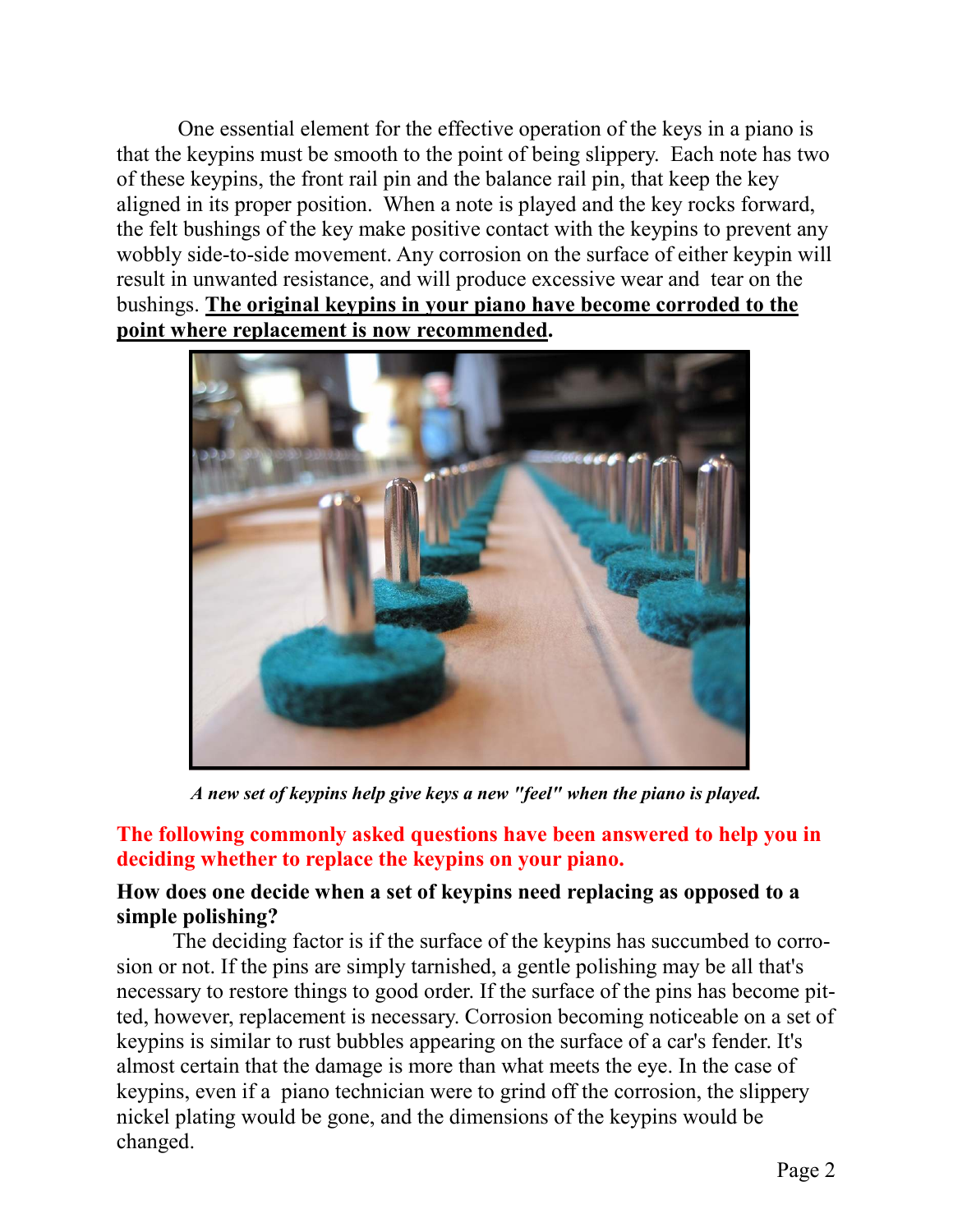One essential element for the effective operation of the keys in a piano is that the keypins must be smooth to the point of being slippery. Each note has two of these keypins, the front rail pin and the balance rail pin, that keep the key aligned in its proper position. When a note is played and the key rocks forward, the felt bushings of the key make positive contact with the keypins to prevent any wobbly side-to-side movement. Any corrosion on the surface of either keypin will result in unwanted resistance, and will produce excessive wear and tear on the bushings. **The original keypins in your piano have become corroded to the point where replacement is now recommended.**

***A new set of keypins help give keys a new "feel" when the piano is played.***

**The following commonly asked questions have been answered to help you in deciding whether to replace the keypins on your piano.**

**How does one decide when a set of keypins need replacing as opposed to a simple polishing?**

The deciding factor is if the surface of the keypins has succumbed to corrosion or not. If the pins are simply tarnished, a gentle polishing may be all that's necessary to restore things to good order. If the surface of the pins has become pitted, however, replacement is necessary. Corrosion becoming noticeable on a set of keypins is similar to rust bubbles appearing on the surface of a car's fender. It's almost certain that the damage is more than what meets the eye. In the case of keypins, even if a piano technician were to grind off the corrosion, the slippery nickel plating would be gone, and the dimensions of the keypins would be changed.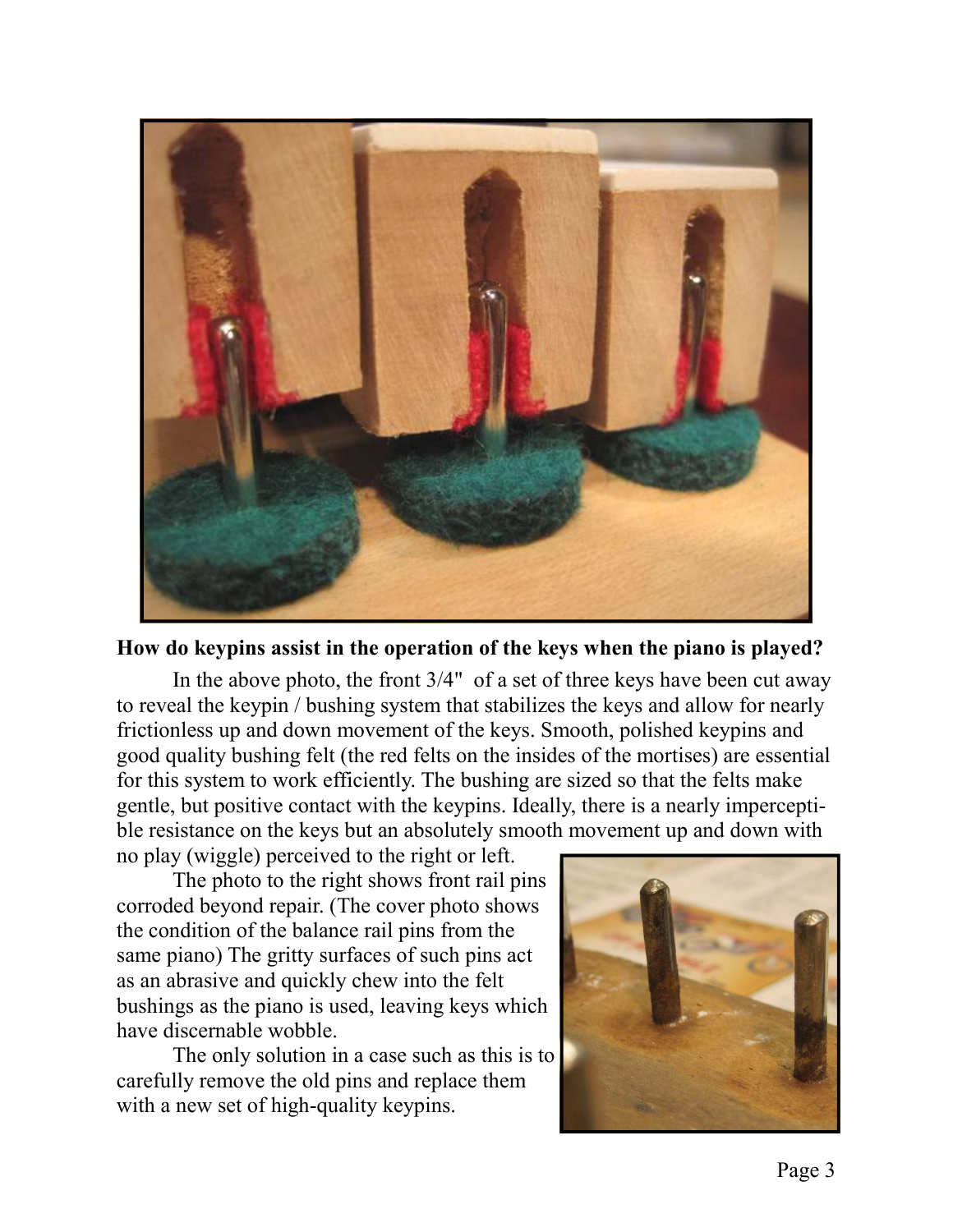**How do keypins assist in the operation of the keys when the piano is played?**

In the above photo, the front 3/4" of a set of three keys have been cut away to reveal the keypin / bushing system that stabilizes the keys and allow for nearly frictionless up and down movement of the keys. Smooth, polished keypins and good quality bushing felt (the red felts on the insides of the mortises) are essential for this system to work efficiently. The bushing are sized so that the felts make gentle, but positive contact with the keypins. Ideally, there is a nearly imperceptible resistance on the keys but an absolutely smooth movement up and down with no play (wiggle) perceived to the right or left.

The photo to the right shows front rail pins corroded beyond repair. (The cover photo shows the condition of the balance rail pins from the same piano) The gritty surfaces of such pins act as an abrasive and quickly chew into the felt bushings as the piano is used, leaving keys which have discernable wobble.

The only solution in a case such as this is to carefully remove the old pins and replace them with a new set of high-quality keypins.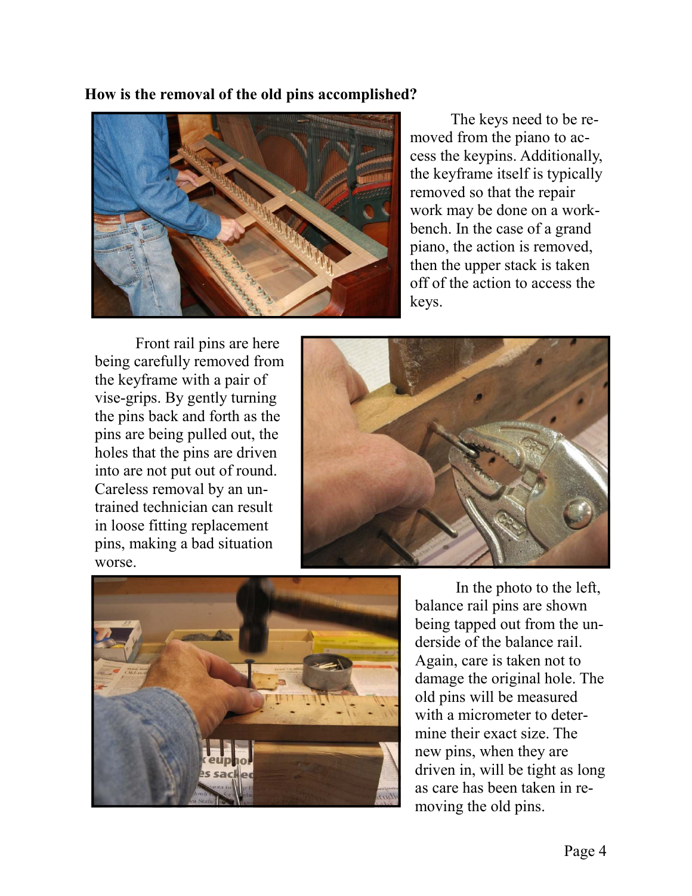**How is the removal of the old pins accomplished?**

The keys need to be removed from the piano to access the keypins. Additionally, the keyframe itself is typically removed so that the repair work may be done on a workbench. In the case of a grand piano, the action is removed, then the upper stack is taken off of the action to access the keys.

Front rail pins are here being carefully removed from the keyframe with a pair of vise-grips. By gently turning the pins back and forth as the pins are being pulled out, the holes that the pins are driven into are not put out of round. Careless removal by an untrained technician can result in loose fitting replacement pins, making a bad situation worse.

In the photo to the left, balance rail pins are shown being tapped out from the underside of the balance rail. Again, care is taken not to damage the original hole. The old pins will be measured with a micrometer to determine their exact size. The new pins, when they are driven in, will be tight as long as care has been taken in removing the old pins.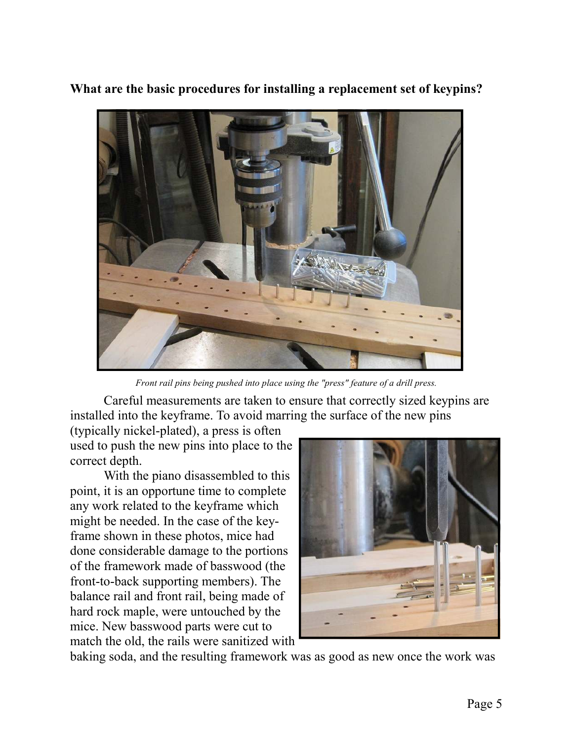**What are the basic procedures for installing a replacement set of keypins?**

*Front rail pins being pushed into place using the "press" feature of a drill press.*

Careful measurements are taken to ensure that correctly sized keypins are installed into the keyframe. To avoid marring the surface of the new pins (typically nickel-plated), a press is often used to push the new pins into place to the correct depth.

With the piano disassembled to this point, it is an opportune time to complete any work related to the keyframe which might be needed. In the case of the key-frame shown in these photos, mice had done considerable damage to the portions of the framework made of basswood (the front-to-back supporting members). The balance rail and front rail, being made of hard rock maple, were untouched by the mice. New basswood parts were cut to match the old, the rails were sanitized with baking soda, and the resulting framework was as good as new once the work was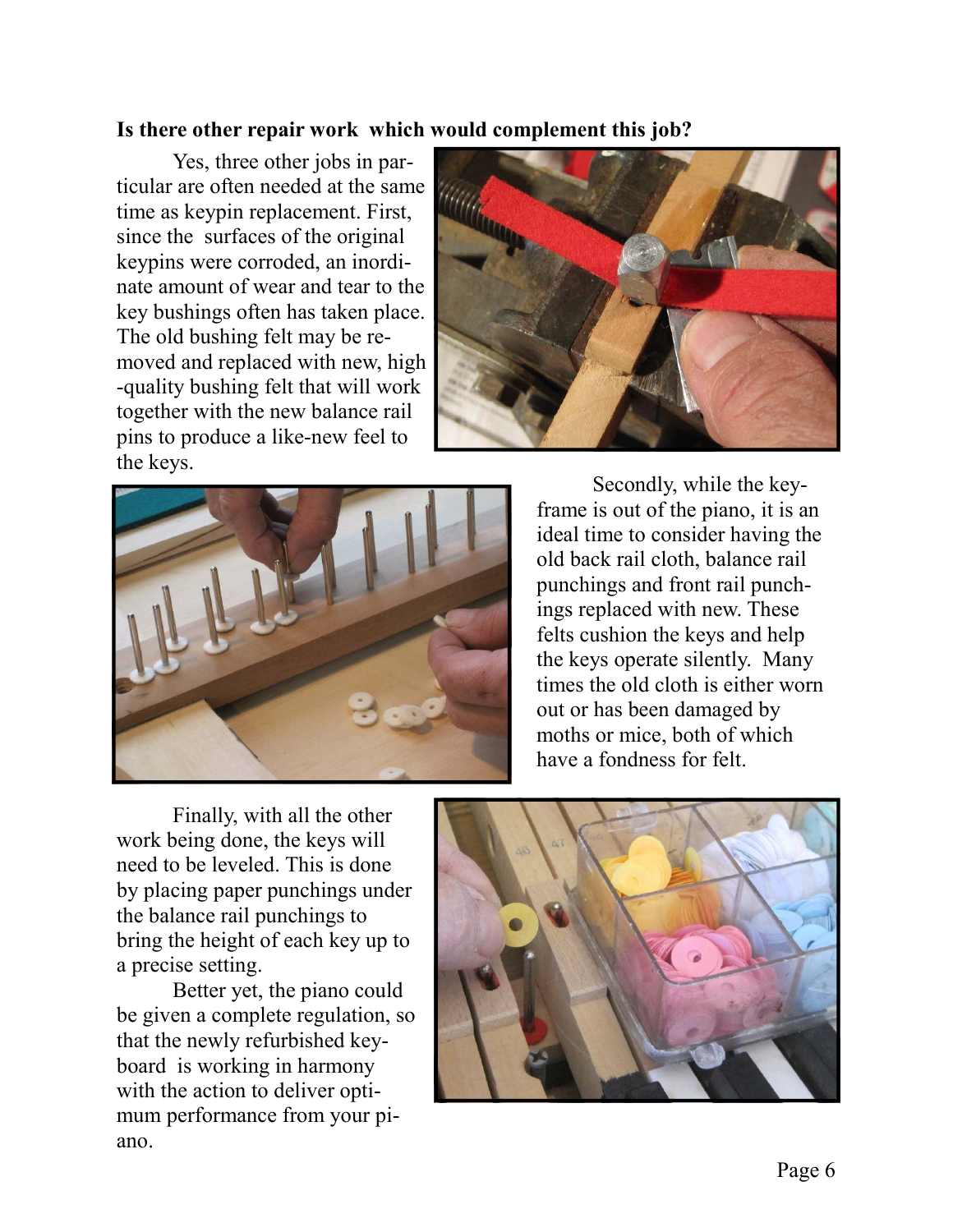**Is there other repair work which would complement this job?**

Yes, three other jobs in particular are often needed at the same time as keypin replacement. First, since the surfaces of the original keypins were corroded, an inordinate amount of wear and tear to the key bushings often has taken place. The old bushing felt may be removed and replaced with new, high-quality bushing felt that will work together with the new balance rail pins to produce a like-new feel to the keys.

Secondly, while the keyframe is out of the piano, it is an ideal time to consider having the old back rail cloth, balance rail punchings and front rail punchings replaced with new. These felts cushion the keys and help the keys operate silently. Many times the old cloth is either worn out or has been damaged by moths or mice, both of which have a fondness for felt.

Finally, with all the other work being done, the keys will need to be leveled. This is done by placing paper punchings under the balance rail punchings to bring the height of each key up to a precise setting.

Better yet, the piano could be given a complete regulation, so that the newly refurbished keyboard is working in harmony with the action to deliver optimum performance from your piano.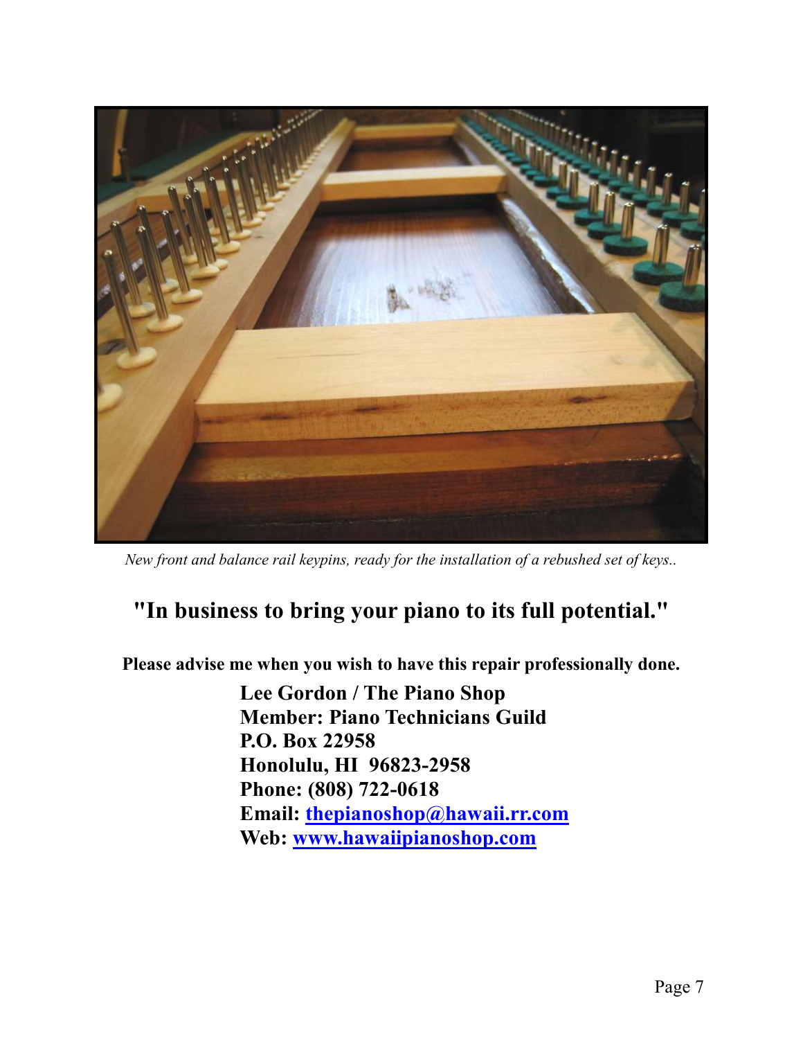*New front and balance rail keypins, ready for the installation of a rebushed set of keys..*

## "In business to bring your piano to its full potential."

**Please advise me when you wish to have this repair professionally done.**

**Lee Gordon / The Piano Shop**
**Member: Piano Technicians Guild**
**P.O. Box 22958**
**Honolulu, HI  96823-2958**
**Phone: (808) 722-0618**
**Email: thepianoshop@hawaii.rr.com**
**Web: www.hawaiipianoshop.com**